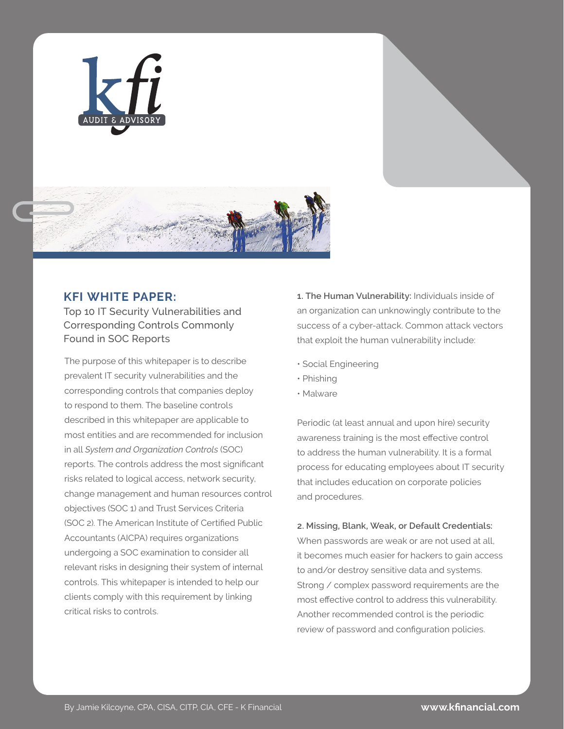## KFI WHITE PAPER:

Top 10 IT Security Vulnerabilities and Corresponding Controls Commonly Found in SOC Reports

The purpose of this whitepaper is to describe prevalent IT security vulnerabilities and the corresponding controls that companies deploy to respond to them. The baseline controls described in this whitepaper are applicable to most entities and are recommended for inclusion in all *System and Organization Controls* (SOC) reports. The controls address the most significant risks related to logical access, network security, change management and human resources control objectives (SOC 1) and Trust Services Criteria (SOC 2). The American Institute of Certified Public Accountants (AICPA) requires organizations undergoing a SOC examination to consider all relevant risks in designing their system of internal controls. This whitepaper is intended to help our clients comply with this requirement by linking critical risks to controls.

**1. The Human Vulnerability:** Individuals inside of an organization can unknowingly contribute to the success of a cyber-attack. Common attack vectors that exploit the human vulnerability include:

- Social Engineering
- Phishing
- Malware

Periodic (at least annual and upon hire) security awareness training is the most effective control to address the human vulnerability. It is a formal process for educating employees about IT security that includes education on corporate policies and procedures.

**2. Missing, Blank, Weak, or Default Credentials:** When passwords are weak or are not used at all, it becomes much easier for hackers to gain access to and/or destroy sensitive data and systems. Strong / complex password requirements are the most effective control to address this vulnerability. Another recommended control is the periodic review of password and configuration policies.

By Jamie Kilcoyne, CPA, CISA, CITP, CIA, CFE - K Financial

**www.kfinancial.com**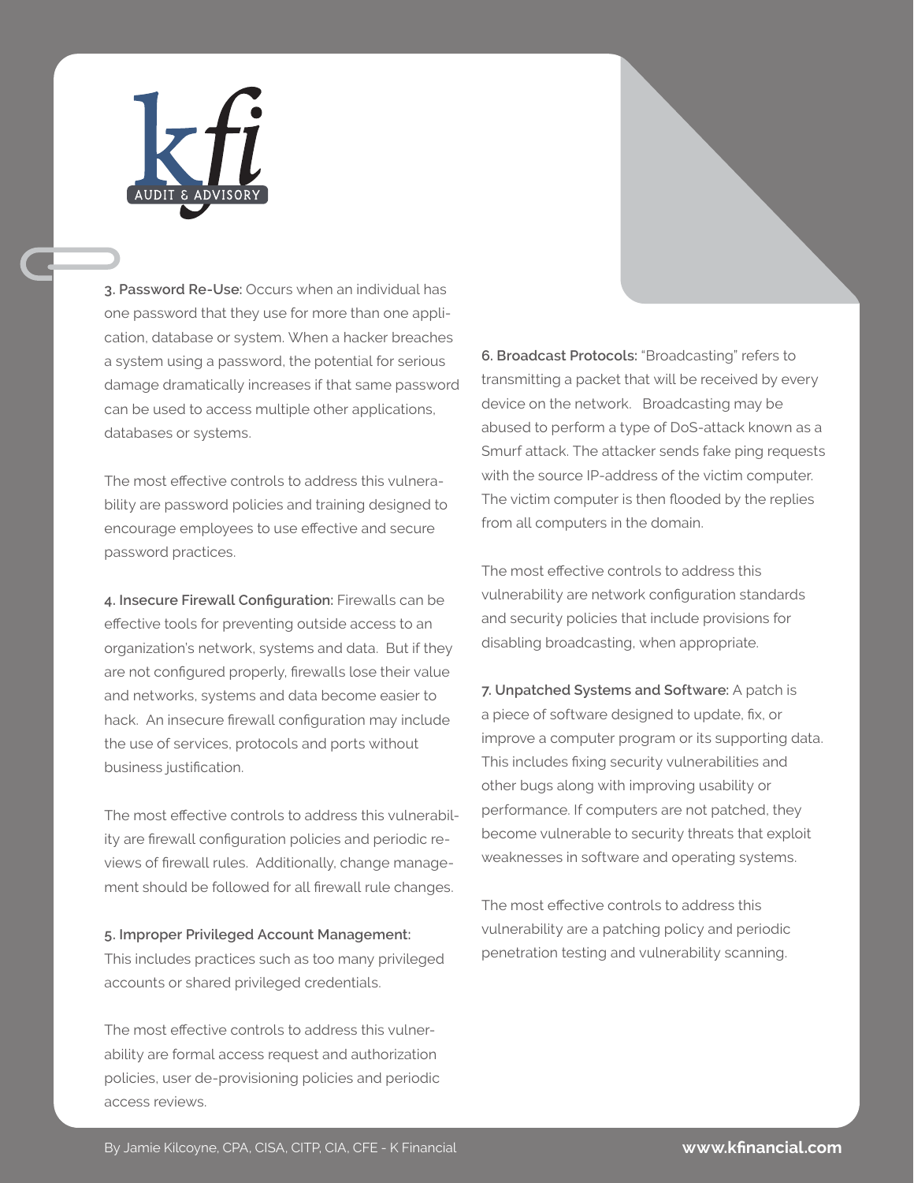**3. Password Re-Use:** Occurs when an individual has one password that they use for more than one application, database or system. When a hacker breaches a system using a password, the potential for serious damage dramatically increases if that same password can be used to access multiple other applications, databases or systems.

The most effective controls to address this vulnerability are password policies and training designed to encourage employees to use effective and secure password practices.

**4. Insecure Firewall Configuration:** Firewalls can be effective tools for preventing outside access to an organization's network, systems and data. But if they are not configured properly, firewalls lose their value and networks, systems and data become easier to hack. An insecure firewall configuration may include the use of services, protocols and ports without business justification.

The most effective controls to address this vulnerability are firewall configuration policies and periodic reviews of firewall rules. Additionally, change management should be followed for all firewall rule changes.

**5. Improper Privileged Account Management:** This includes practices such as too many privileged accounts or shared privileged credentials.

The most effective controls to address this vulnerability are formal access request and authorization policies, user de-provisioning policies and periodic access reviews.

**6. Broadcast Protocols:** "Broadcasting" refers to transmitting a packet that will be received by every device on the network. Broadcasting may be abused to perform a type of DoS-attack known as a Smurf attack. The attacker sends fake ping requests with the source IP-address of the victim computer. The victim computer is then flooded by the replies from all computers in the domain.

The most effective controls to address this vulnerability are network configuration standards and security policies that include provisions for disabling broadcasting, when appropriate.

**7. Unpatched Systems and Software:** A patch is a piece of software designed to update, fix, or improve a computer program or its supporting data. This includes fixing security vulnerabilities and other bugs along with improving usability or performance. If computers are not patched, they become vulnerable to security threats that exploit weaknesses in software and operating systems.

The most effective controls to address this vulnerability are a patching policy and periodic penetration testing and vulnerability scanning.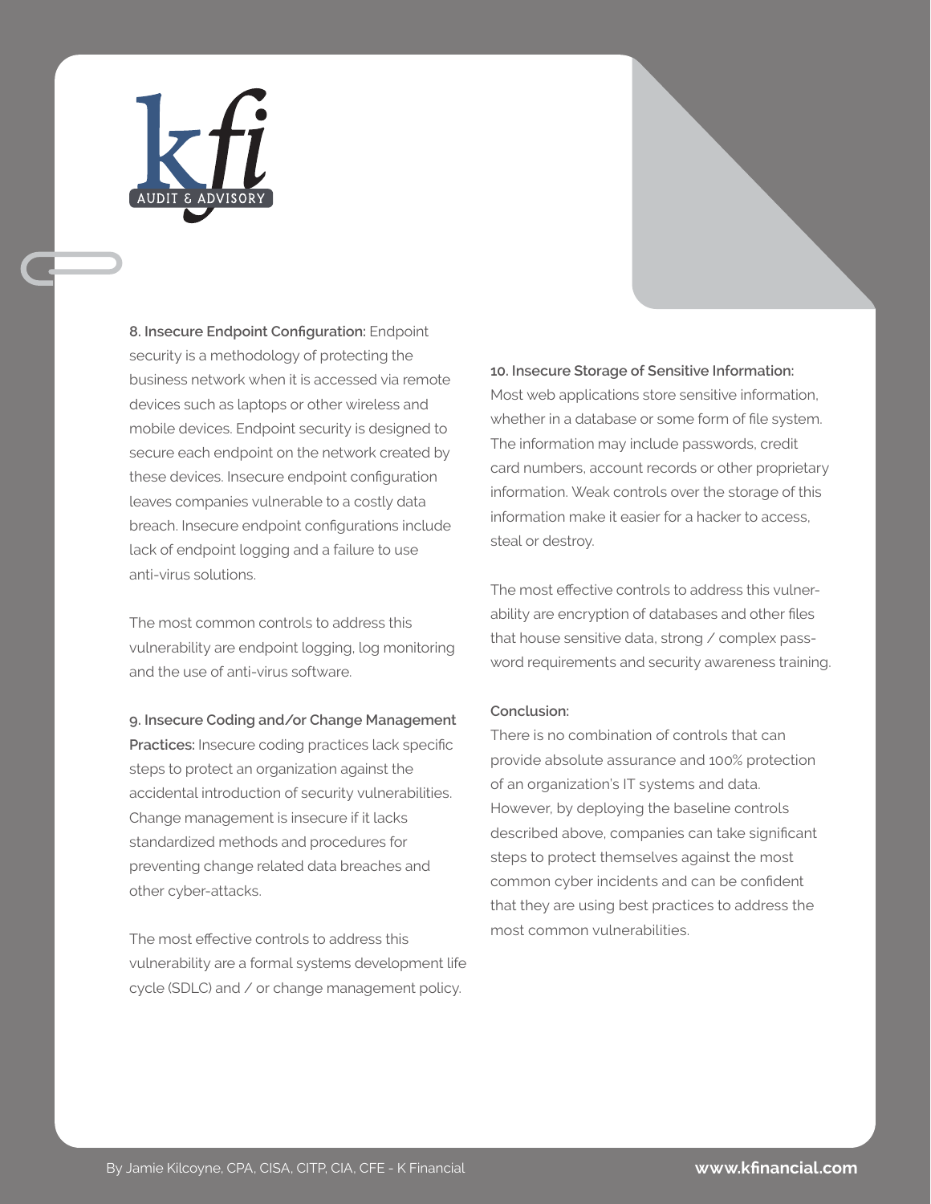**8. Insecure Endpoint Configuration:** Endpoint security is a methodology of protecting the business network when it is accessed via remote devices such as laptops or other wireless and mobile devices. Endpoint security is designed to secure each endpoint on the network created by these devices. Insecure endpoint configuration leaves companies vulnerable to a costly data breach. Insecure endpoint configurations include lack of endpoint logging and a failure to use anti-virus solutions.

The most common controls to address this vulnerability are endpoint logging, log monitoring and the use of anti-virus software.

**9. Insecure Coding and/or Change Management Practices:** Insecure coding practices lack specific steps to protect an organization against the accidental introduction of security vulnerabilities. Change management is insecure if it lacks standardized methods and procedures for preventing change related data breaches and other cyber-attacks.

The most effective controls to address this vulnerability are a formal systems development life cycle (SDLC) and / or change management policy.

**10. Insecure Storage of Sensitive Information:** Most web applications store sensitive information, whether in a database or some form of file system. The information may include passwords, credit card numbers, account records or other proprietary information. Weak controls over the storage of this information make it easier for a hacker to access, steal or destroy.

The most effective controls to address this vulnerability are encryption of databases and other files that house sensitive data, strong / complex password requirements and security awareness training.

**Conclusion:**

There is no combination of controls that can provide absolute assurance and 100% protection of an organization's IT systems and data. However, by deploying the baseline controls described above, companies can take significant steps to protect themselves against the most common cyber incidents and can be confident that they are using best practices to address the most common vulnerabilities.